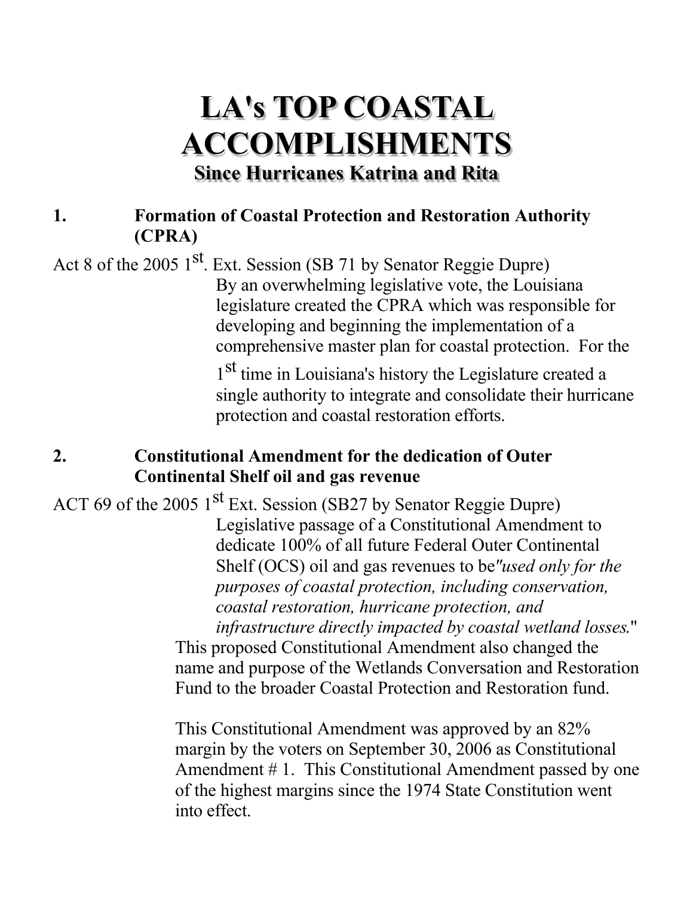# LA's TOP COASTAL ACCOMPLISHMENTS

## Since Hurricanes Katrina and Rita

### 1. Formation of Coastal Protection and Restoration Authority (CPRA)

Act 8 of the 2005 1st. Ext. Session (SB 71 by Senator Reggie Dupre)

By an overwhelming legislative vote, the Louisiana legislature created the CPRA which was responsible for developing and beginning the implementation of a comprehensive master plan for coastal protection. For the 1st time in Louisiana's history the Legislature created a single authority to integrate and consolidate their hurricane protection and coastal restoration efforts.

### 2. Constitutional Amendment for the dedication of Outer Continental Shelf oil and gas revenue

ACT 69 of the 2005 1st Ext. Session (SB27 by Senator Reggie Dupre)

Legislative passage of a Constitutional Amendment to dedicate 100% of all future Federal Outer Continental Shelf (OCS) oil and gas revenues to be *"used only for the purposes of coastal protection, including conservation, coastal restoration, hurricane protection, and infrastructure directly impacted by coastal wetland losses*."

This proposed Constitutional Amendment also changed the name and purpose of the Wetlands Conversation and Restoration Fund to the broader Coastal Protection and Restoration fund.

This Constitutional Amendment was approved by an 82% margin by the voters on September 30, 2006 as Constitutional Amendment # 1. This Constitutional Amendment passed by one of the highest margins since the 1974 State Constitution went into effect.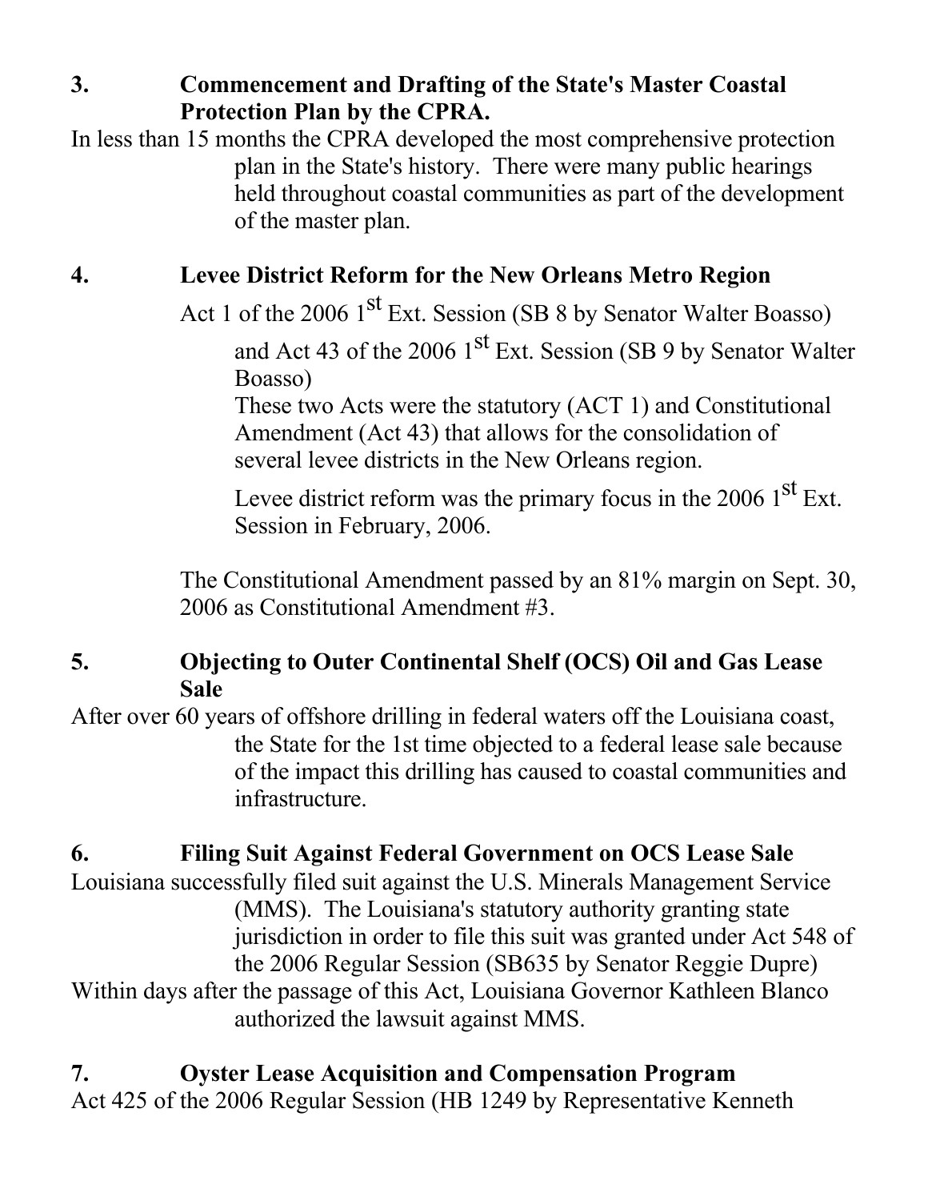**3. Commencement and Drafting of the State's Master Coastal Protection Plan by the CPRA.**

In less than 15 months the CPRA developed the most comprehensive protection plan in the State's history. There were many public hearings held throughout coastal communities as part of the development of the master plan.

**4. Levee District Reform for the New Orleans Metro Region**

Act 1 of the 2006 1st Ext. Session (SB 8 by Senator Walter Boasso) and Act 43 of the 2006 1st Ext. Session (SB 9 by Senator Walter Boasso)

These two Acts were the statutory (ACT 1) and Constitutional Amendment (Act 43) that allows for the consolidation of several levee districts in the New Orleans region.

Levee district reform was the primary focus in the 2006 1st Ext. Session in February, 2006.

The Constitutional Amendment passed by an 81% margin on Sept. 30, 2006 as Constitutional Amendment #3.

**5. Objecting to Outer Continental Shelf (OCS) Oil and Gas Lease Sale**

After over 60 years of offshore drilling in federal waters off the Louisiana coast, the State for the 1st time objected to a federal lease sale because of the impact this drilling has caused to coastal communities and infrastructure.

**6. Filing Suit Against Federal Government on OCS Lease Sale**

Louisiana successfully filed suit against the U.S. Minerals Management Service (MMS). The Louisiana's statutory authority granting state jurisdiction in order to file this suit was granted under Act 548 of the 2006 Regular Session (SB635 by Senator Reggie Dupre)

Within days after the passage of this Act, Louisiana Governor Kathleen Blanco authorized the lawsuit against MMS.

**7. Oyster Lease Acquisition and Compensation Program**

Act 425 of the 2006 Regular Session (HB 1249 by Representative Kenneth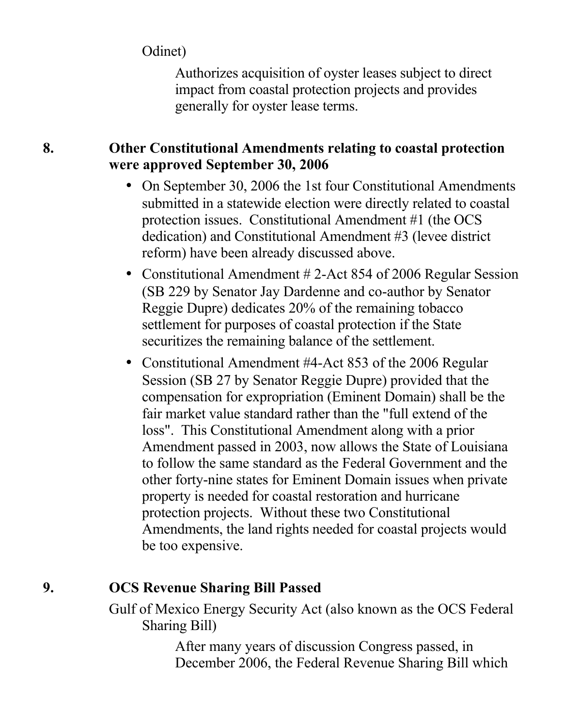Odinet)

Authorizes acquisition of oyster leases subject to direct impact from coastal protection projects and provides generally for oyster lease terms.

## 8. Other Constitutional Amendments relating to coastal protection were approved September 30, 2006

- On September 30, 2006 the 1st four Constitutional Amendments submitted in a statewide election were directly related to coastal protection issues. Constitutional Amendment #1 (the OCS dedication) and Constitutional Amendment #3 (levee district reform) have been already discussed above.
- Constitutional Amendment # 2-Act 854 of 2006 Regular Session (SB 229 by Senator Jay Dardenne and co-author by Senator Reggie Dupre) dedicates 20% of the remaining tobacco settlement for purposes of coastal protection if the State securitizes the remaining balance of the settlement.
- Constitutional Amendment #4-Act 853 of the 2006 Regular Session (SB 27 by Senator Reggie Dupre) provided that the compensation for expropriation (Eminent Domain) shall be the fair market value standard rather than the "full extend of the loss". This Constitutional Amendment along with a prior Amendment passed in 2003, now allows the State of Louisiana to follow the same standard as the Federal Government and the other forty-nine states for Eminent Domain issues when private property is needed for coastal restoration and hurricane protection projects. Without these two Constitutional Amendments, the land rights needed for coastal projects would be too expensive.

## 9. OCS Revenue Sharing Bill Passed

Gulf of Mexico Energy Security Act (also known as the OCS Federal Sharing Bill)

After many years of discussion Congress passed, in December 2006, the Federal Revenue Sharing Bill which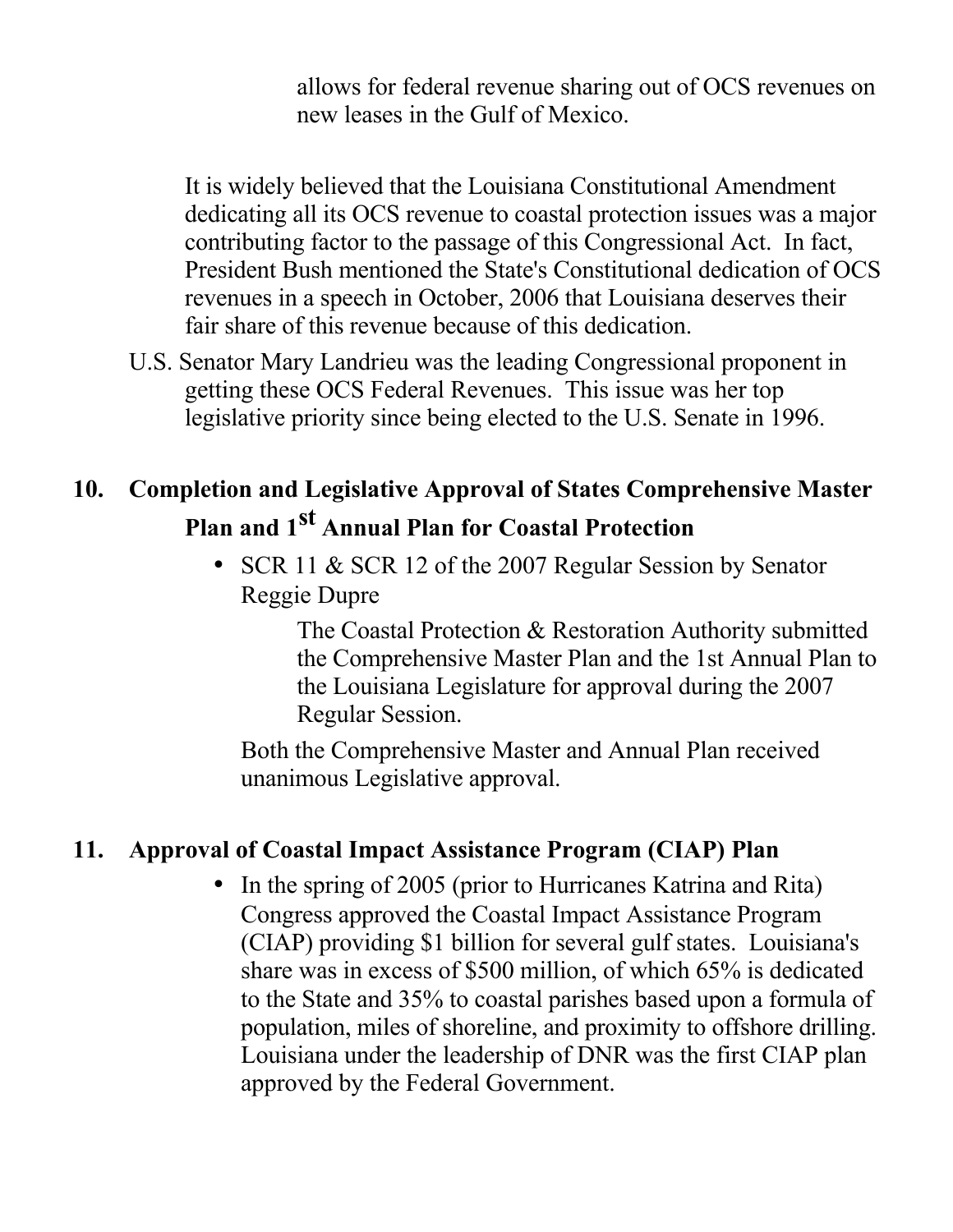allows for federal revenue sharing out of OCS revenues on new leases in the Gulf of Mexico.

It is widely believed that the Louisiana Constitutional Amendment dedicating all its OCS revenue to coastal protection issues was a major contributing factor to the passage of this Congressional Act. In fact, President Bush mentioned the State's Constitutional dedication of OCS revenues in a speech in October, 2006 that Louisiana deserves their fair share of this revenue because of this dedication.

U.S. Senator Mary Landrieu was the leading Congressional proponent in getting these OCS Federal Revenues. This issue was her top legislative priority since being elected to the U.S. Senate in 1996.

## 10. Completion and Legislative Approval of States Comprehensive Master Plan and 1st Annual Plan for Coastal Protection

- SCR 11 & SCR 12 of the 2007 Regular Session by Senator Reggie Dupre

  The Coastal Protection & Restoration Authority submitted the Comprehensive Master Plan and the 1st Annual Plan to the Louisiana Legislature for approval during the 2007 Regular Session.

  Both the Comprehensive Master and Annual Plan received unanimous Legislative approval.

## 11. Approval of Coastal Impact Assistance Program (CIAP) Plan

- In the spring of 2005 (prior to Hurricanes Katrina and Rita) Congress approved the Coastal Impact Assistance Program (CIAP) providing $1 billion for several gulf states. Louisiana's share was in excess of $500 million, of which 65% is dedicated to the State and 35% to coastal parishes based upon a formula of population, miles of shoreline, and proximity to offshore drilling. Louisiana under the leadership of DNR was the first CIAP plan approved by the Federal Government.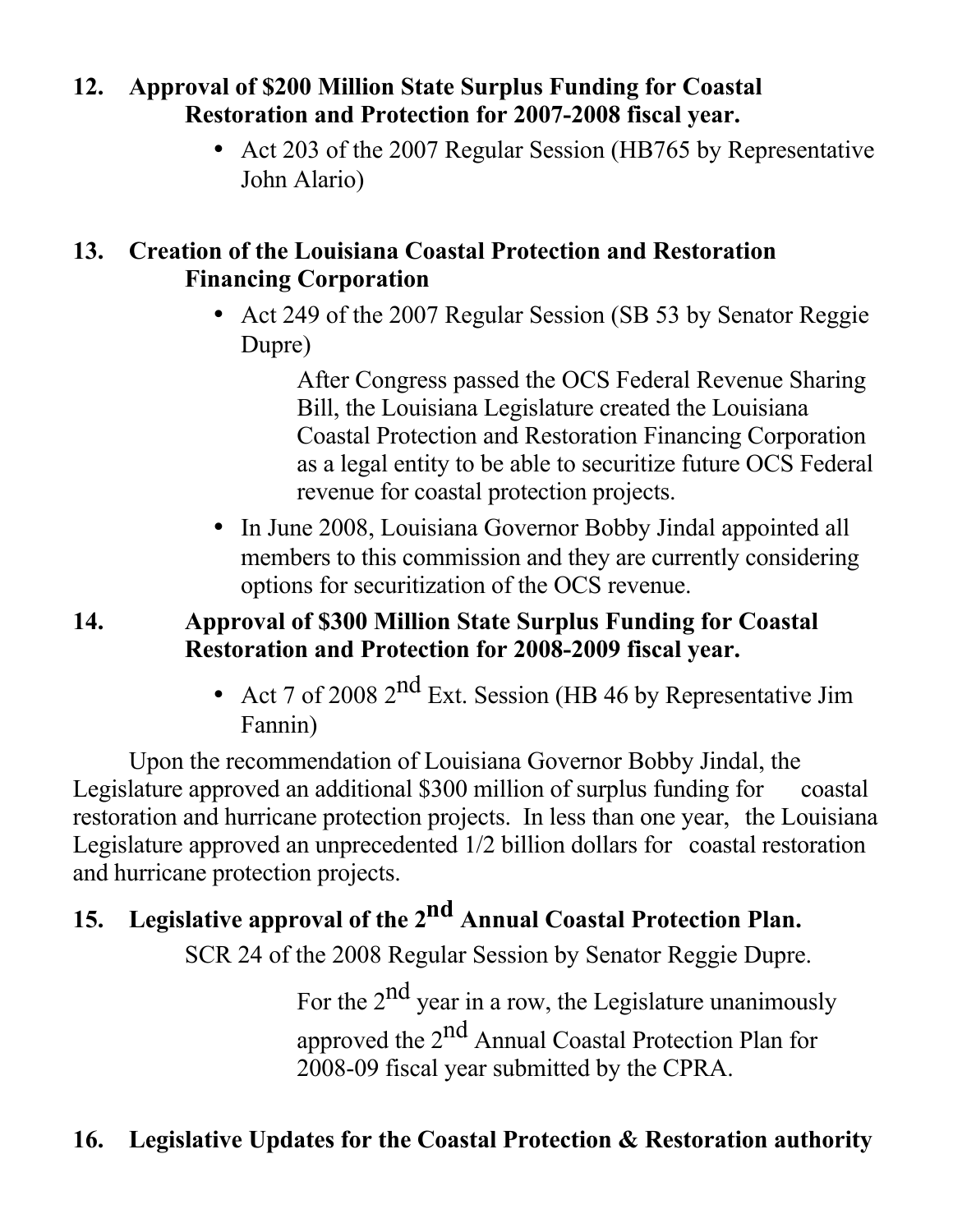**12. Approval of $200 Million State Surplus Funding for Coastal Restoration and Protection for 2007-2008 fiscal year.**

- Act 203 of the 2007 Regular Session (HB765 by Representative John Alario)

**13. Creation of the Louisiana Coastal Protection and Restoration Financing Corporation**

- Act 249 of the 2007 Regular Session (SB 53 by Senator Reggie Dupre)

  After Congress passed the OCS Federal Revenue Sharing Bill, the Louisiana Legislature created the Louisiana Coastal Protection and Restoration Financing Corporation as a legal entity to be able to securitize future OCS Federal revenue for coastal protection projects.

- In June 2008, Louisiana Governor Bobby Jindal appointed all members to this commission and they are currently considering options for securitization of the OCS revenue.

**14. Approval of $300 Million State Surplus Funding for Coastal Restoration and Protection for 2008-2009 fiscal year.**

- Act 7 of 2008 2nd Ext. Session (HB 46 by Representative Jim Fannin)

Upon the recommendation of Louisiana Governor Bobby Jindal, the Legislature approved an additional $300 million of surplus funding for coastal restoration and hurricane protection projects. In less than one year, the Louisiana Legislature approved an unprecedented 1/2 billion dollars for coastal restoration and hurricane protection projects.

**15. Legislative approval of the 2nd Annual Coastal Protection Plan.**

SCR 24 of the 2008 Regular Session by Senator Reggie Dupre.

For the 2nd year in a row, the Legislature unanimously approved the 2nd Annual Coastal Protection Plan for 2008-09 fiscal year submitted by the CPRA.

**16. Legislative Updates for the Coastal Protection & Restoration authority**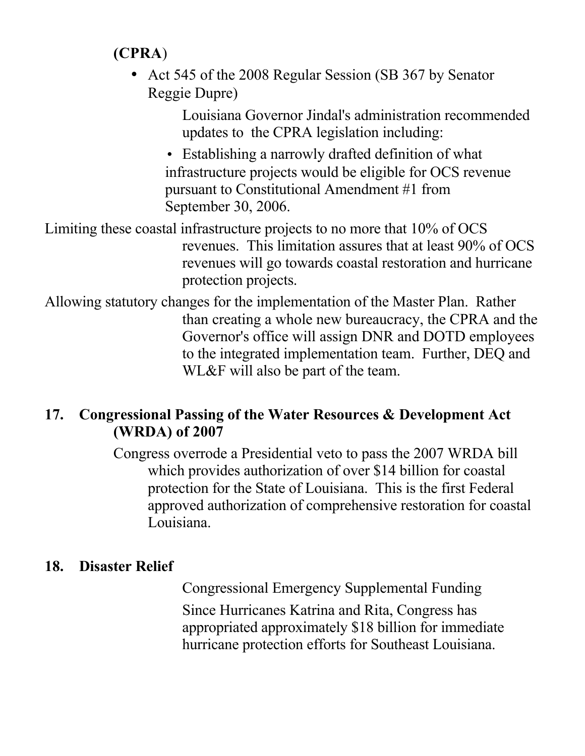**(CPRA)**

- Act 545 of the 2008 Regular Session (SB 367 by Senator Reggie Dupre)

  Louisiana Governor Jindal's administration recommended updates to the CPRA legislation including:

  - Establishing a narrowly drafted definition of what infrastructure projects would be eligible for OCS revenue pursuant to Constitutional Amendment #1 from September 30, 2006.

Limiting these coastal infrastructure projects to no more that 10% of OCS revenues. This limitation assures that at least 90% of OCS revenues will go towards coastal restoration and hurricane protection projects.

Allowing statutory changes for the implementation of the Master Plan. Rather than creating a whole new bureaucracy, the CPRA and the Governor's office will assign DNR and DOTD employees to the integrated implementation team. Further, DEQ and WL&F will also be part of the team.

**17. Congressional Passing of the Water Resources & Development Act (WRDA) of 2007**

Congress overrode a Presidential veto to pass the 2007 WRDA bill which provides authorization of over $14 billion for coastal protection for the State of Louisiana. This is the first Federal approved authorization of comprehensive restoration for coastal Louisiana.

**18. Disaster Relief**

Congressional Emergency Supplemental Funding

Since Hurricanes Katrina and Rita, Congress has appropriated approximately $18 billion for immediate hurricane protection efforts for Southeast Louisiana.